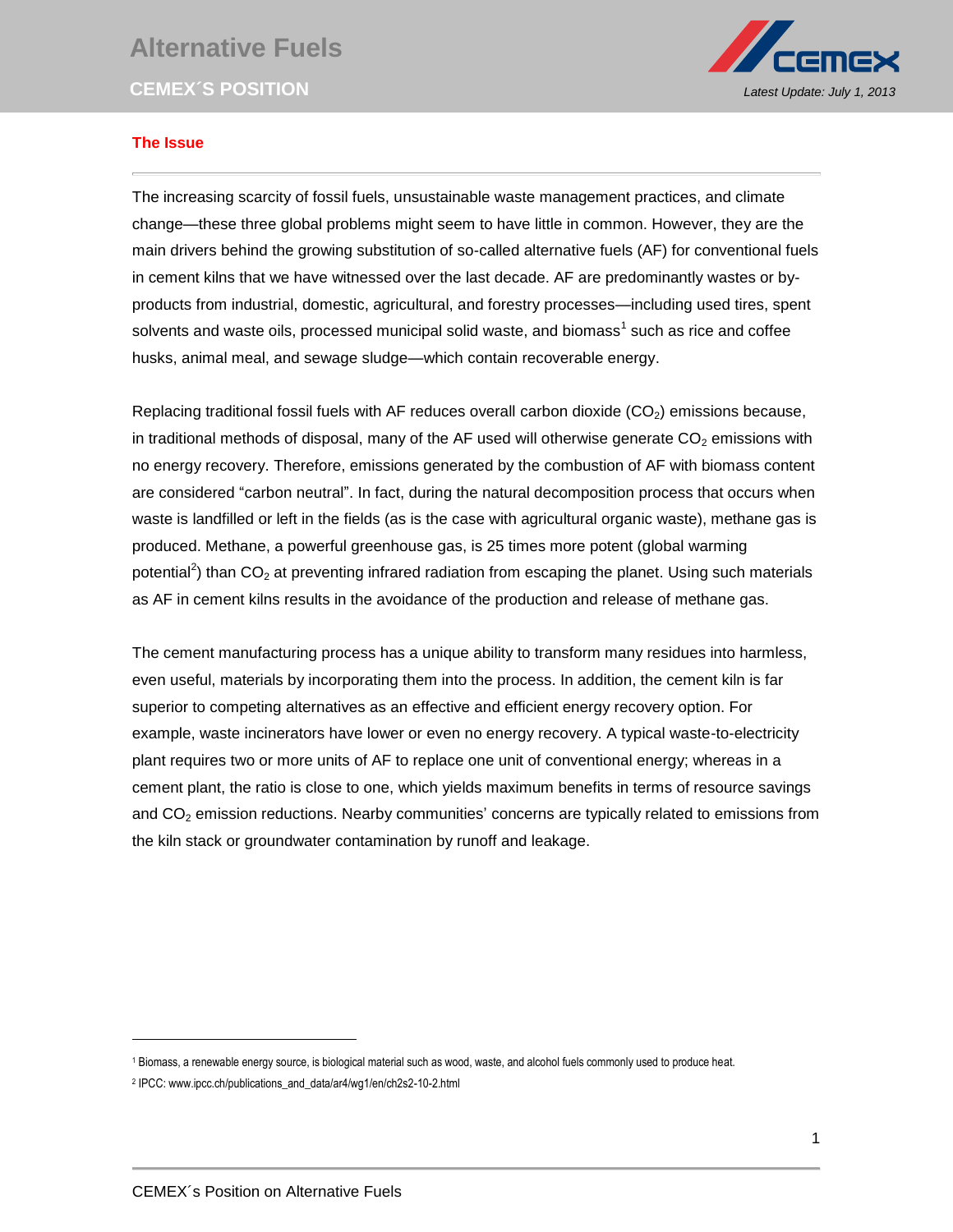# Alternative Fuels

## CEMEX´S POSITION

*Latest Update: July 1, 2013*

### The Issue

The increasing scarcity of fossil fuels, unsustainable waste management practices, and climate change—these three global problems might seem to have little in common. However, they are the main drivers behind the growing substitution of so-called alternative fuels (AF) for conventional fuels in cement kilns that we have witnessed over the last decade. AF are predominantly wastes or by-products from industrial, domestic, agricultural, and forestry processes—including used tires, spent solvents and waste oils, processed municipal solid waste, and biomass[1] such as rice and coffee husks, animal meal, and sewage sludge—which contain recoverable energy.

Replacing traditional fossil fuels with AF reduces overall carbon dioxide ($CO_2$) emissions because, in traditional methods of disposal, many of the AF used will otherwise generate $CO_2$ emissions with no energy recovery. Therefore, emissions generated by the combustion of AF with biomass content are considered "carbon neutral". In fact, during the natural decomposition process that occurs when waste is landfilled or left in the fields (as is the case with agricultural organic waste), methane gas is produced. Methane, a powerful greenhouse gas, is 25 times more potent (global warming potential[2]) than $CO_2$ at preventing infrared radiation from escaping the planet. Using such materials as AF in cement kilns results in the avoidance of the production and release of methane gas.

The cement manufacturing process has a unique ability to transform many residues into harmless, even useful, materials by incorporating them into the process. In addition, the cement kiln is far superior to competing alternatives as an effective and efficient energy recovery option. For example, waste incinerators have lower or even no energy recovery. A typical waste-to-electricity plant requires two or more units of AF to replace one unit of conventional energy; whereas in a cement plant, the ratio is close to one, which yields maximum benefits in terms of resource savings and $CO_2$ emission reductions. Nearby communities' concerns are typically related to emissions from the kiln stack or groundwater contamination by runoff and leakage.

---

[1] Biomass, a renewable energy source, is biological material such as wood, waste, and alcohol fuels commonly used to produce heat.

[2] IPCC: www.ipcc.ch/publications_and_data/ar4/wg1/en/ch2s2-10-2.html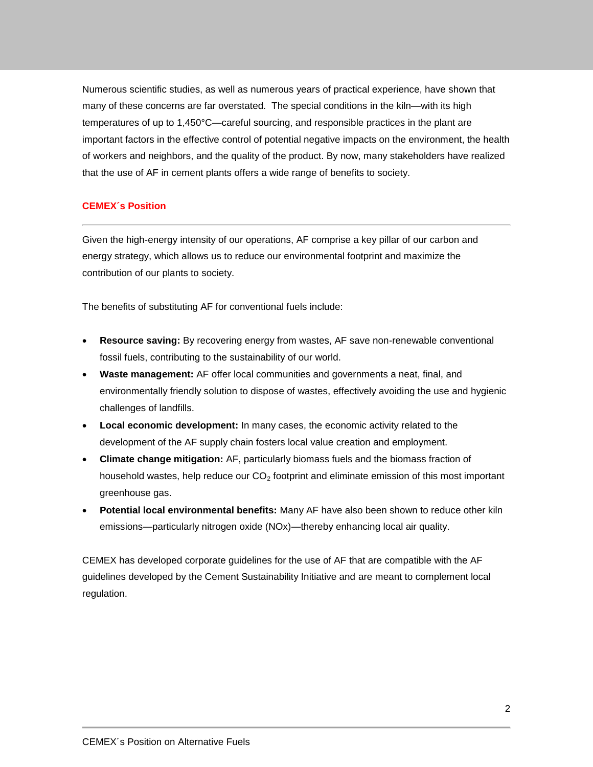Numerous scientific studies, as well as numerous years of practical experience, have shown that many of these concerns are far overstated. The special conditions in the kiln—with its high temperatures of up to 1,450°C—careful sourcing, and responsible practices in the plant are important factors in the effective control of potential negative impacts on the environment, the health of workers and neighbors, and the quality of the product. By now, many stakeholders have realized that the use of AF in cement plants offers a wide range of benefits to society.

## CEMEX´s Position

Given the high-energy intensity of our operations, AF comprise a key pillar of our carbon and energy strategy, which allows us to reduce our environmental footprint and maximize the contribution of our plants to society.

The benefits of substituting AF for conventional fuels include:

- **Resource saving:** By recovering energy from wastes, AF save non-renewable conventional fossil fuels, contributing to the sustainability of our world.
- **Waste management:** AF offer local communities and governments a neat, final, and environmentally friendly solution to dispose of wastes, effectively avoiding the use and hygienic challenges of landfills.
- **Local economic development:** In many cases, the economic activity related to the development of the AF supply chain fosters local value creation and employment.
- **Climate change mitigation:** AF, particularly biomass fuels and the biomass fraction of household wastes, help reduce our $CO_2$ footprint and eliminate emission of this most important greenhouse gas.
- **Potential local environmental benefits:** Many AF have also been shown to reduce other kiln emissions—particularly nitrogen oxide (NOx)—thereby enhancing local air quality.

CEMEX has developed corporate guidelines for the use of AF that are compatible with the AF guidelines developed by the Cement Sustainability Initiative and are meant to complement local regulation.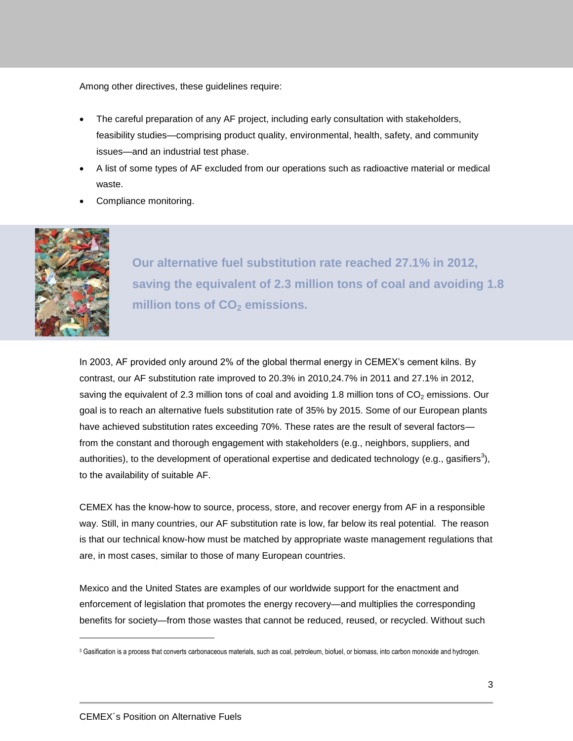Among other directives, these guidelines require:

- The careful preparation of any AF project, including early consultation with stakeholders, feasibility studies—comprising product quality, environmental, health, safety, and community issues—and an industrial test phase.
- A list of some types of AF excluded from our operations such as radioactive material or medical waste.
- Compliance monitoring.

**Our alternative fuel substitution rate reached 27.1% in 2012, saving the equivalent of 2.3 million tons of coal and avoiding 1.8 million tons of $CO_2$ emissions.**

In 2003, AF provided only around 2% of the global thermal energy in CEMEX's cement kilns. By contrast, our AF substitution rate improved to 20.3% in 2010,24.7% in 2011 and 27.1% in 2012, saving the equivalent of 2.3 million tons of coal and avoiding 1.8 million tons of $CO_2$ emissions. Our goal is to reach an alternative fuels substitution rate of 35% by 2015. Some of our European plants have achieved substitution rates exceeding 70%. These rates are the result of several factors—from the constant and thorough engagement with stakeholders (e.g., neighbors, suppliers, and authorities), to the development of operational expertise and dedicated technology (e.g., gasifiers[3]), to the availability of suitable AF.

CEMEX has the know-how to source, process, store, and recover energy from AF in a responsible way. Still, in many countries, our AF substitution rate is low, far below its real potential. The reason is that our technical know-how must be matched by appropriate waste management regulations that are, in most cases, similar to those of many European countries.

Mexico and the United States are examples of our worldwide support for the enactment and enforcement of legislation that promotes the energy recovery—and multiplies the corresponding benefits for society—from those wastes that cannot be reduced, reused, or recycled. Without such

[3] Gasification is a process that converts carbonaceous materials, such as coal, petroleum, biofuel, or biomass, into carbon monoxide and hydrogen.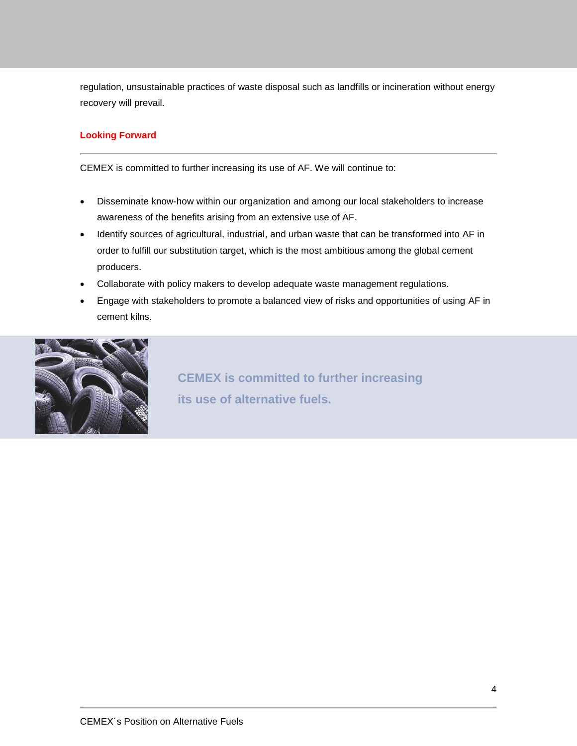regulation, unsustainable practices of waste disposal such as landfills or incineration without energy recovery will prevail.

## Looking Forward

CEMEX is committed to further increasing its use of AF. We will continue to:

- Disseminate know-how within our organization and among our local stakeholders to increase awareness of the benefits arising from an extensive use of AF.
- Identify sources of agricultural, industrial, and urban waste that can be transformed into AF in order to fulfill our substitution target, which is the most ambitious among the global cement producers.
- Collaborate with policy makers to develop adequate waste management regulations.
- Engage with stakeholders to promote a balanced view of risks and opportunities of using AF in cement kilns.

**CEMEX is committed to further increasing its use of alternative fuels.**